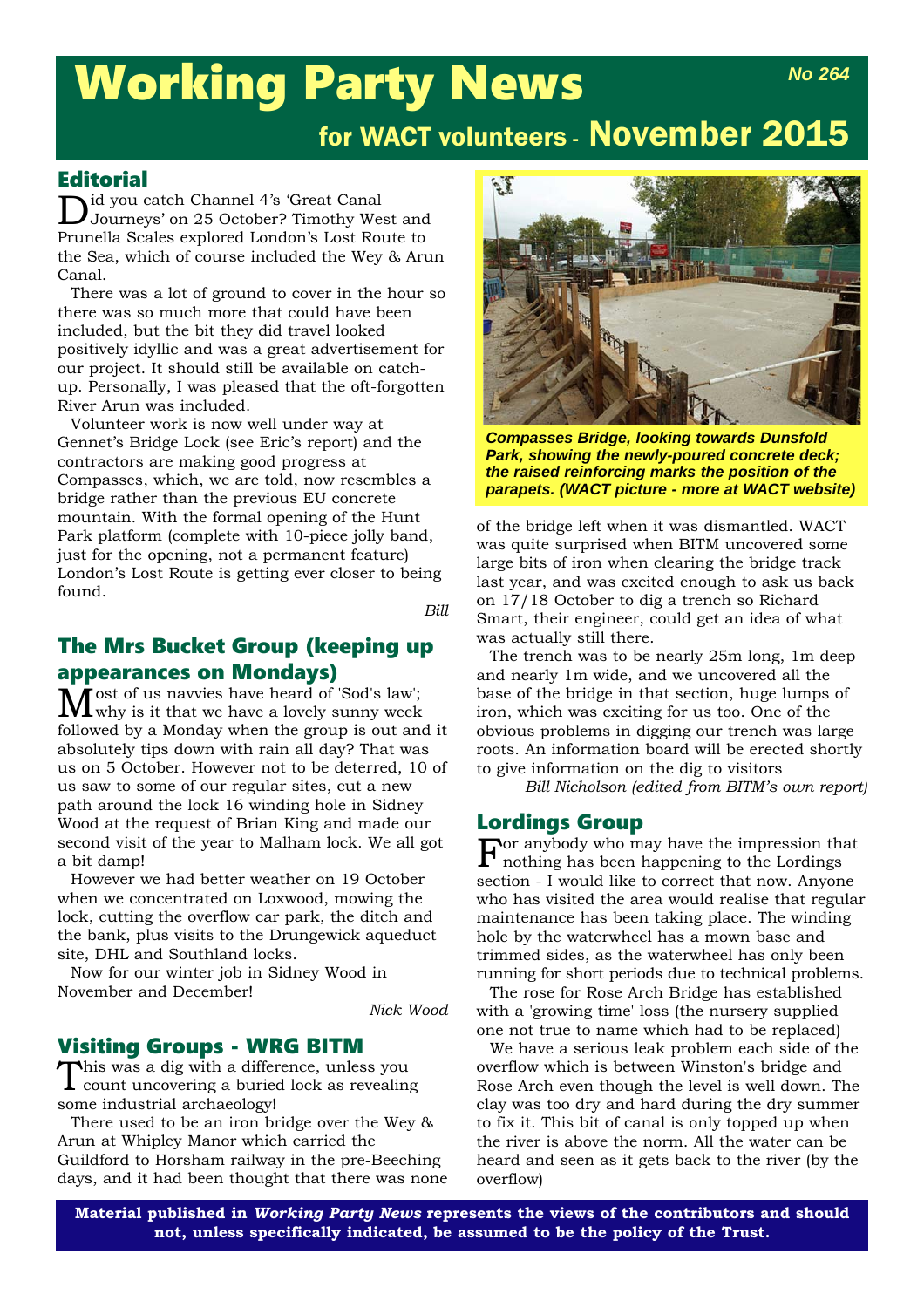# Working Party News

**No 264**

## for WACT volunteers - November 2015

## Editorial

Did you catch Channel 4's 'Great Canal Journeys' on 25 October? Timothy West and Prunella Scales explored London's Lost Route to the Sea, which of course included the Wey & Arun Canal.

There was a lot of ground to cover in the hour so there was so much more that could have been included, but the bit they did travel looked positively idyllic and was a great advertisement for our project. It should still be available on catch-up. Personally, I was pleased that the oft-forgotten River Arun was included.

Volunteer work is now well under way at Gennet's Bridge Lock (see Eric's report) and the contractors are making good progress at Compasses, which, we are told, now resembles a bridge rather than the previous EU concrete mountain. With the formal opening of the Hunt Park platform (complete with 10-piece jolly band, just for the opening, not a permanent feature) London's Lost Route is getting ever closer to being found.

*Bill*

## The Mrs Bucket Group (keeping up appearances on Mondays)

Most of us navvies have heard of 'Sod's law'; why is it that we have a lovely sunny week followed by a Monday when the group is out and it absolutely tips down with rain all day? That was us on 5 October. However not to be deterred, 10 of us saw to some of our regular sites, cut a new path around the lock 16 winding hole in Sidney Wood at the request of Brian King and made our second visit of the year to Malham lock. We all got a bit damp!

However we had better weather on 19 October when we concentrated on Loxwood, mowing the lock, cutting the overflow car park, the ditch and the bank, plus visits to the Drungewick aqueduct site, DHL and Southland locks.

Now for our winter job in Sidney Wood in November and December!

*Nick Wood*

## Visiting Groups - WRG BITM

This was a dig with a difference, unless you count uncovering a buried lock as revealing some industrial archaeology!

There used to be an iron bridge over the Wey & Arun at Whipley Manor which carried the Guildford to Horsham railway in the pre-Beeching days, and it had been thought that there was none of the bridge left when it was dismantled. WACT was quite surprised when BITM uncovered some large bits of iron when clearing the bridge track last year, and was excited enough to ask us back on 17/18 October to dig a trench so Richard Smart, their engineer, could get an idea of what was actually still there.

The trench was to be nearly 25m long, 1m deep and nearly 1m wide, and we uncovered all the base of the bridge in that section, huge lumps of iron, which was exciting for us too. One of the obvious problems in digging our trench was large roots. An information board will be erected shortly to give information on the dig to visitors

*Bill Nicholson (edited from BITM's own report)*

***Compasses Bridge, looking towards Dunsfold Park, showing the newly-poured concrete deck; the raised reinforcing marks the position of the parapets. (WACT picture - more at WACT website)***

## Lordings Group

For anybody who may have the impression that nothing has been happening to the Lordings section - I would like to correct that now. Anyone who has visited the area would realise that regular maintenance has been taking place. The winding hole by the waterwheel has a mown base and trimmed sides, as the waterwheel has only been running for short periods due to technical problems.

The rose for Rose Arch Bridge has established with a 'growing time' loss (the nursery supplied one not true to name which had to be replaced)

We have a serious leak problem each side of the overflow which is between Winston's bridge and Rose Arch even though the level is well down. The clay was too dry and hard during the dry summer to fix it. This bit of canal is only topped up when the river is above the norm. All the water can be heard and seen as it gets back to the river (by the overflow)

**Material published in *Working Party News* represents the views of the contributors and should not, unless specifically indicated, be assumed to be the policy of the Trust.**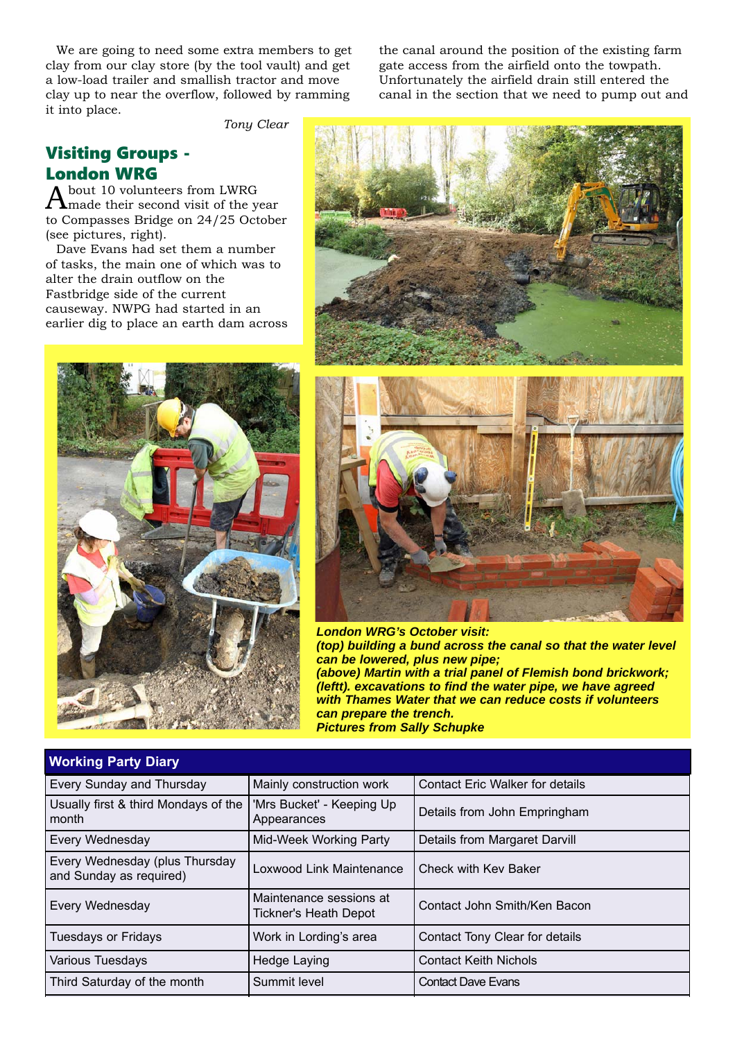We are going to need some extra members to get clay from our clay store (by the tool vault) and get a low-load trailer and smallish tractor and move clay up to near the overflow, followed by ramming it into place.

*Tony Clear*

## Visiting Groups - London WRG

About 10 volunteers from LWRG made their second visit of the year to Compasses Bridge on 24/25 October (see pictures, right).

Dave Evans had set them a number of tasks, the main one of which was to alter the drain outflow on the Fastbridge side of the current causeway. NWPG had started in an earlier dig to place an earth dam across the canal around the position of the existing farm gate access from the airfield onto the towpath. Unfortunately the airfield drain still entered the canal in the section that we need to pump out and

***London WRG's October visit:***
***(top) building a bund across the canal so that the water level can be lowered, plus new pipe;***
***(above) Martin with a trial panel of Flemish bond brickwork;***
***(leftt). excavations to find the water pipe, we have agreed with Thames Water that we can reduce costs if volunteers can prepare the trench.***
***Pictures from Sally Schupke***

| Working Party Diary | | |
|---|---|---|
| Every Sunday and Thursday | Mainly construction work | Contact Eric Walker for details |
| Usually first & third Mondays of the month | 'Mrs Bucket' - Keeping Up Appearances | Details from John Empringham |
| Every Wednesday | Mid-Week Working Party | Details from Margaret Darvill |
| Every Wednesday (plus Thursday and Sunday as required) | Loxwood Link Maintenance | Check with Kev Baker |
| Every Wednesday | Maintenance sessions at Tickner's Heath Depot | Contact John Smith/Ken Bacon |
| Tuesdays or Fridays | Work in Lording's area | Contact Tony Clear for details |
| Various Tuesdays | Hedge Laying | Contact Keith Nichols |
| Third Saturday of the month | Summit level | Contact Dave Evans |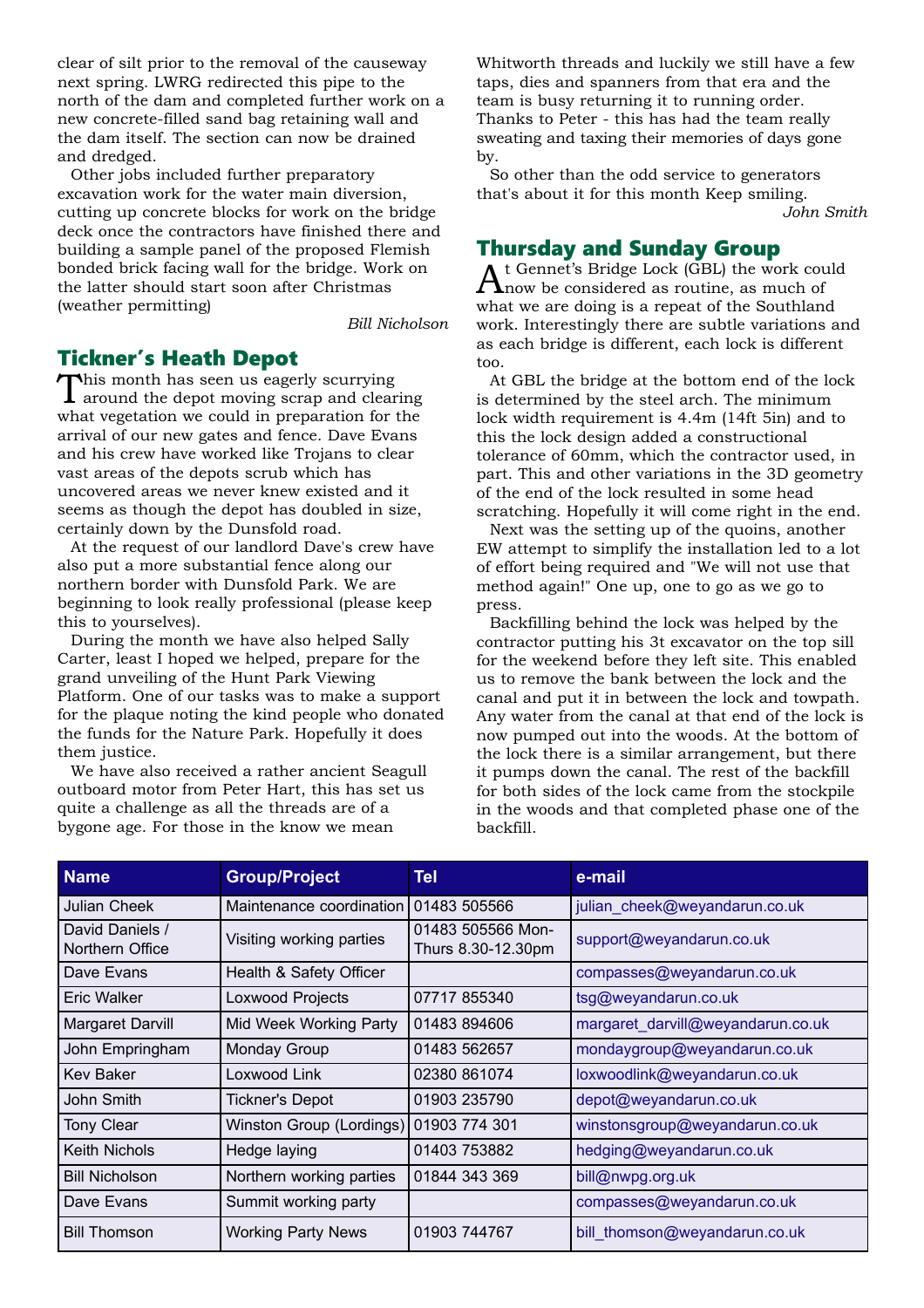clear of silt prior to the removal of the causeway next spring. LWRG redirected this pipe to the north of the dam and completed further work on a new concrete-filled sand bag retaining wall and the dam itself. The section can now be drained and dredged.

Other jobs included further preparatory excavation work for the water main diversion, cutting up concrete blocks for work on the bridge deck once the contractors have finished there and building a sample panel of the proposed Flemish bonded brick facing wall for the bridge. Work on the latter should start soon after Christmas (weather permitting)

*Bill Nicholson*

## Tickner's Heath Depot

This month has seen us eagerly scurrying around the depot moving scrap and clearing what vegetation we could in preparation for the arrival of our new gates and fence. Dave Evans and his crew have worked like Trojans to clear vast areas of the depots scrub which has uncovered areas we never knew existed and it seems as though the depot has doubled in size, certainly down by the Dunsfold road.

At the request of our landlord Dave's crew have also put a more substantial fence along our northern border with Dunsfold Park. We are beginning to look really professional (please keep this to yourselves).

During the month we have also helped Sally Carter, least I hoped we helped, prepare for the grand unveiling of the Hunt Park Viewing Platform. One of our tasks was to make a support for the plaque noting the kind people who donated the funds for the Nature Park. Hopefully it does them justice.

We have also received a rather ancient Seagull outboard motor from Peter Hart, this has set us quite a challenge as all the threads are of a bygone age. For those in the know we mean Whitworth threads and luckily we still have a few taps, dies and spanners from that era and the team is busy returning it to running order. Thanks to Peter - this has had the team really sweating and taxing their memories of days gone by.

So other than the odd service to generators that's about it for this month Keep smiling.

*John Smith*

## Thursday and Sunday Group

At Gennet's Bridge Lock (GBL) the work could now be considered as routine, as much of what we are doing is a repeat of the Southland work. Interestingly there are subtle variations and as each bridge is different, each lock is different too.

At GBL the bridge at the bottom end of the lock is determined by the steel arch. The minimum lock width requirement is 4.4m (14ft 5in) and to this the lock design added a constructional tolerance of 60mm, which the contractor used, in part. This and other variations in the 3D geometry of the end of the lock resulted in some head scratching. Hopefully it will come right in the end.

Next was the setting up of the quoins, another EW attempt to simplify the installation led to a lot of effort being required and "We will not use that method again!" One up, one to go as we go to press.

Backfilling behind the lock was helped by the contractor putting his 3t excavator on the top sill for the weekend before they left site. This enabled us to remove the bank between the lock and the canal and put it in between the lock and towpath. Any water from the canal at that end of the lock is now pumped out into the woods. At the bottom of the lock there is a similar arrangement, but there it pumps down the canal. The rest of the backfill for both sides of the lock came from the stockpile in the woods and that completed phase one of the backfill.

| Name | Group/Project | Tel | e-mail |
|---|---|---|---|
| Julian Cheek | Maintenance coordination | 01483 505566 | julian_cheek@weyandarun.co.uk |
| David Daniels / Northern Office | Visiting working parties | 01483 505566 Mon-Thurs 8.30-12.30pm | support@weyandarun.co.uk |
| Dave Evans | Health & Safety Officer | | compasses@weyandarun.co.uk |
| Eric Walker | Loxwood Projects | 07717 855340 | tsg@weyandarun.co.uk |
| Margaret Darvill | Mid Week Working Party | 01483 894606 | margaret_darvill@weyandarun.co.uk |
| John Empringham | Monday Group | 01483 562657 | mondaygroup@weyandarun.co.uk |
| Kev Baker | Loxwood Link | 02380 861074 | loxwoodlink@weyandarun.co.uk |
| John Smith | Tickner's Depot | 01903 235790 | depot@weyandarun.co.uk |
| Tony Clear | Winston Group (Lordings) | 01903 774 301 | winstonsgroup@weyandarun.co.uk |
| Keith Nichols | Hedge laying | 01403 753882 | hedging@weyandarun.co.uk |
| Bill Nicholson | Northern working parties | 01844 343 369 | bill@nwpg.org.uk |
| Dave Evans | Summit working party | | compasses@weyandarun.co.uk |
| Bill Thomson | Working Party News | 01903 744767 | bill_thomson@weyandarun.co.uk |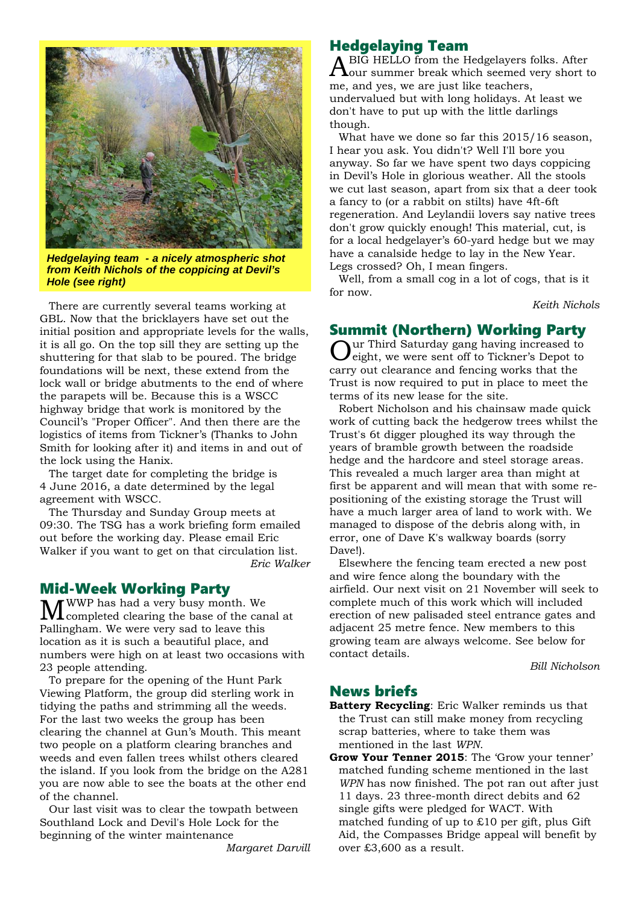*Hedgelaying team - a nicely atmospheric shot from Keith Nichols of the coppicing at Devil's Hole (see right)*

There are currently several teams working at GBL. Now that the bricklayers have set out the initial position and appropriate levels for the walls, it is all go. On the top sill they are setting up the shuttering for that slab to be poured. The bridge foundations will be next, these extend from the lock wall or bridge abutments to the end of where the parapets will be. Because this is a WSCC highway bridge that work is monitored by the Council's "Proper Officer". And then there are the logistics of items from Tickner's (Thanks to John Smith for looking after it) and items in and out of the lock using the Hanix.

The target date for completing the bridge is 4 June 2016, a date determined by the legal agreement with WSCC.

The Thursday and Sunday Group meets at 09:30. The TSG has a work briefing form emailed out before the working day. Please email Eric Walker if you want to get on that circulation list.

*Eric Walker*

## Mid-Week Working Party

MWWP has had a very busy month. We completed clearing the base of the canal at Pallingham. We were very sad to leave this location as it is such a beautiful place, and numbers were high on at least two occasions with 23 people attending.

To prepare for the opening of the Hunt Park Viewing Platform, the group did sterling work in tidying the paths and strimming all the weeds. For the last two weeks the group has been clearing the channel at Gun's Mouth. This meant two people on a platform clearing branches and weeds and even fallen trees whilst others cleared the island. If you look from the bridge on the A281 you are now able to see the boats at the other end of the channel.

Our last visit was to clear the towpath between Southland Lock and Devil's Hole Lock for the beginning of the winter maintenance

*Margaret Darvill*

## Hedgelaying Team

A BIG HELLO from the Hedgelayers folks. After our summer break which seemed very short to me, and yes, we are just like teachers, undervalued but with long holidays. At least we don't have to put up with the little darlings though.

What have we done so far this 2015/16 season, I hear you ask. You didn't? Well I'll bore you anyway. So far we have spent two days coppicing in Devil's Hole in glorious weather. All the stools we cut last season, apart from six that a deer took a fancy to (or a rabbit on stilts) have 4ft-6ft regeneration. And Leylandii lovers say native trees don't grow quickly enough! This material, cut, is for a local hedgelayer's 60-yard hedge but we may have a canalside hedge to lay in the New Year. Legs crossed? Oh, I mean fingers.

Well, from a small cog in a lot of cogs, that is it for now.

*Keith Nichols*

## Summit (Northern) Working Party

Our Third Saturday gang having increased to eight, we were sent off to Tickner's Depot to carry out clearance and fencing works that the Trust is now required to put in place to meet the terms of its new lease for the site.

Robert Nicholson and his chainsaw made quick work of cutting back the hedgerow trees whilst the Trust's 6t digger ploughed its way through the years of bramble growth between the roadside hedge and the hardcore and steel storage areas. This revealed a much larger area than might at first be apparent and will mean that with some re-positioning of the existing storage the Trust will have a much larger area of land to work with. We managed to dispose of the debris along with, in error, one of Dave K's walkway boards (sorry Dave!).

Elsewhere the fencing team erected a new post and wire fence along the boundary with the airfield. Our next visit on 21 November will seek to complete much of this work which will included erection of new palisaded steel entrance gates and adjacent 25 metre fence. New members to this growing team are always welcome. See below for contact details.

*Bill Nicholson*

## News briefs

**Battery Recycling**: Eric Walker reminds us that the Trust can still make money from recycling scrap batteries, where to take them was mentioned in the last *WPN*.

**Grow Your Tenner 2015**: The 'Grow your tenner' matched funding scheme mentioned in the last *WPN* has now finished. The pot ran out after just 11 days. 23 three-month direct debits and 62 single gifts were pledged for WACT. With matched funding of up to £10 per gift, plus Gift Aid, the Compasses Bridge appeal will benefit by over £3,600 as a result.